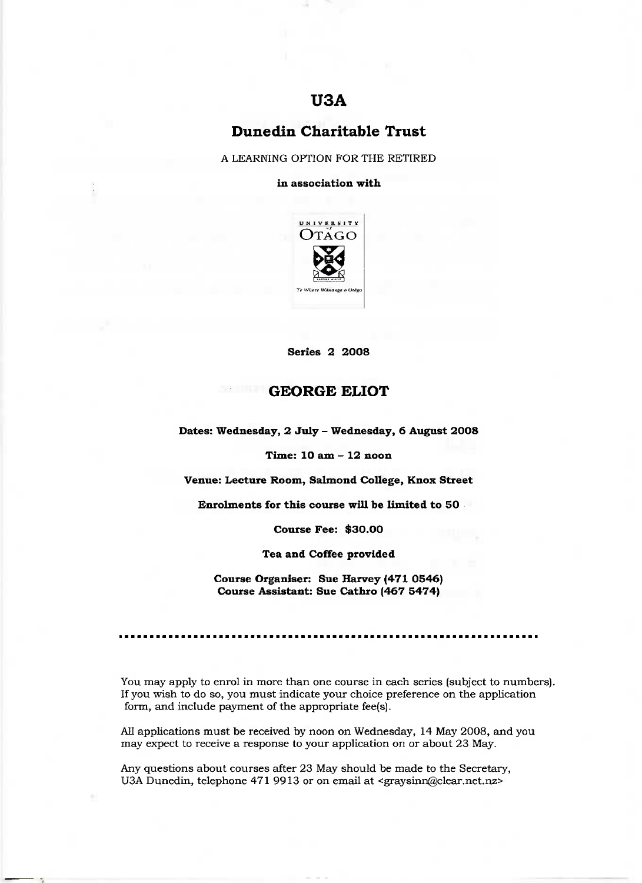# U3A

## Dunedin Charitable Trust

A LEARNING OPTION FOR THE RETIRED

**in association with**

UNIVERSITY of OTAGO

Te Whare Wānanga o Otāgo

**Series 2 2008**

## GEORGE ELIOT

**Dates: Wednesday, 2 July – Wednesday, 6 August 2008**

**Time: 10 am – 12 noon**

**Venue: Lecture Room, Salmond College, Knox Street**

**Enrolments for this course will be limited to 50**

**Course Fee: $30.00**

**Tea and Coffee provided**

**Course Organiser: Sue Harvey (471 0546)**
**Course Assistant: Sue Cathro (467 5474)**

---

You may apply to enrol in more than one course in each series (subject to numbers). If you wish to do so, you must indicate your choice preference on the application form, and include payment of the appropriate fee(s).

All applications must be received by noon on Wednesday, 14 May 2008, and you may expect to receive a response to your application on or about 23 May.

Any questions about courses after 23 May should be made to the Secretary, U3A Dunedin, telephone 471 9913 or on email at <graysinn@clear.net.nz>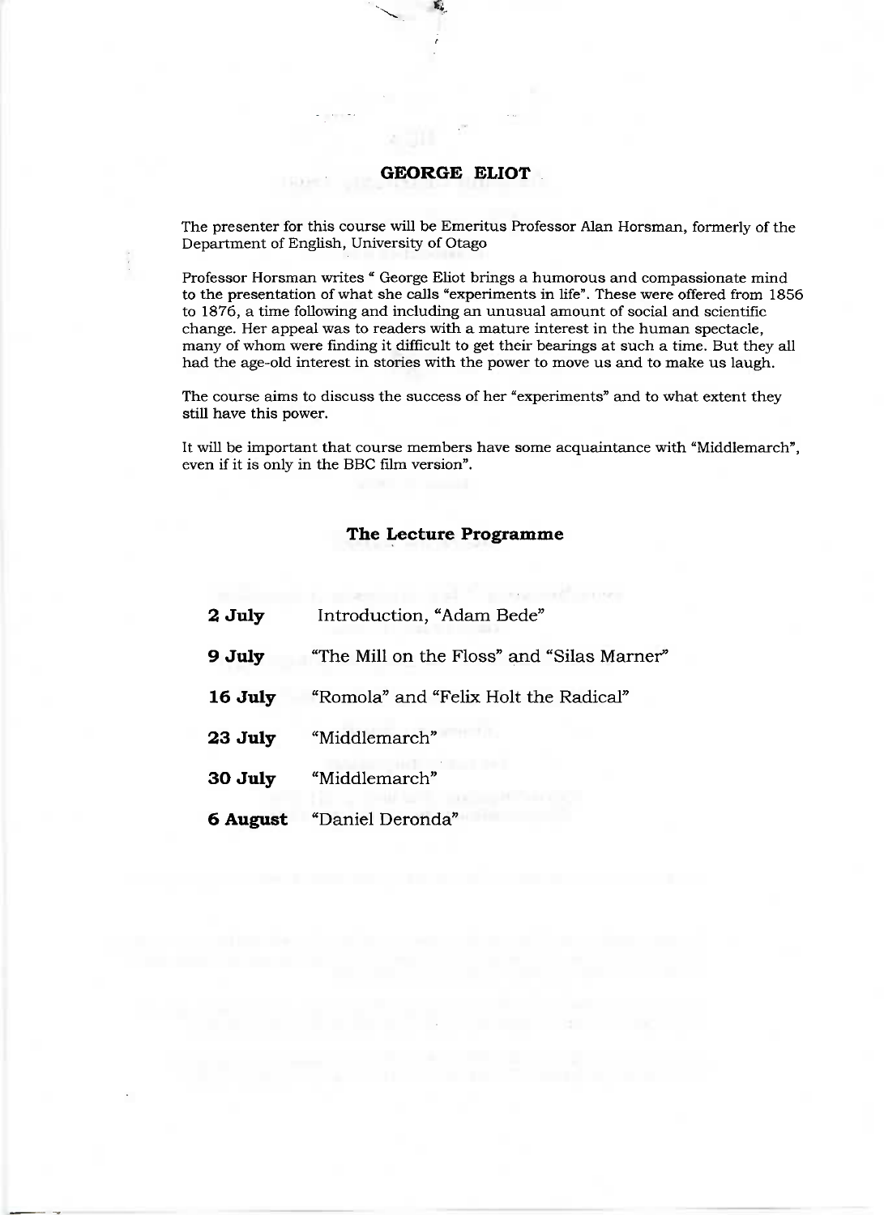## GEORGE ELIOT

The presenter for this course will be Emeritus Professor Alan Horsman, formerly of the Department of English, University of Otago

Professor Horsman writes " George Eliot brings a humorous and compassionate mind to the presentation of what she calls "experiments in life". These were offered from 1856 to 1876, a time following and including an unusual amount of social and scientific change. Her appeal was to readers with a mature interest in the human spectacle, many of whom were finding it difficult to get their bearings at such a time. But they all had the age-old interest in stories with the power to move us and to make us laugh.

The course aims to discuss the success of her "experiments" and to what extent they still have this power.

It will be important that course members have some acquaintance with "Middlemarch", even if it is only in the BBC film version".

### The Lecture Programme

| | |
|---|---|
| **2 July** | Introduction, "Adam Bede" |
| **9 July** | "The Mill on the Floss" and "Silas Marner" |
| **16 July** | "Romola" and "Felix Holt the Radical" |
| **23 July** | "Middlemarch" |
| **30 July** | "Middlemarch" |
| **6 August** | "Daniel Deronda" |